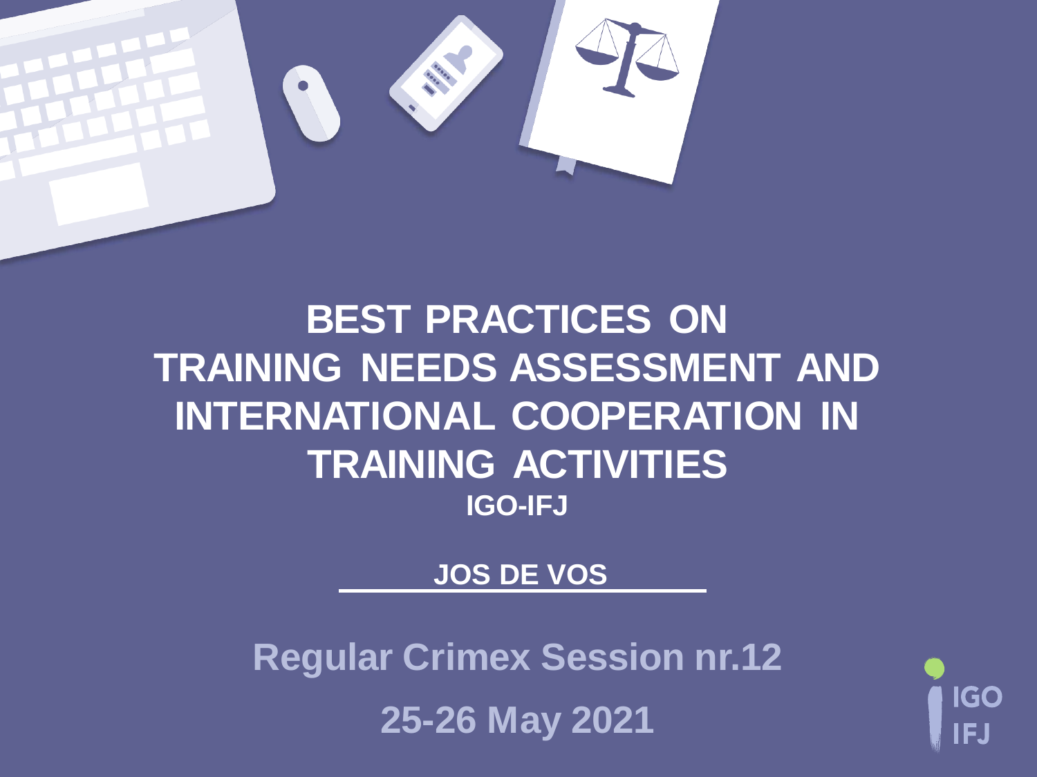# BEST PRACTICES ON TRAINING NEEDS ASSESSMENT AND INTERNATIONAL COOPERATION IN TRAINING ACTIVITIES

**IGO-IFJ**

**JOS DE VOS**

**Regular Crimex Session nr.12**

**25-26 May 2021**

IGO
IFJ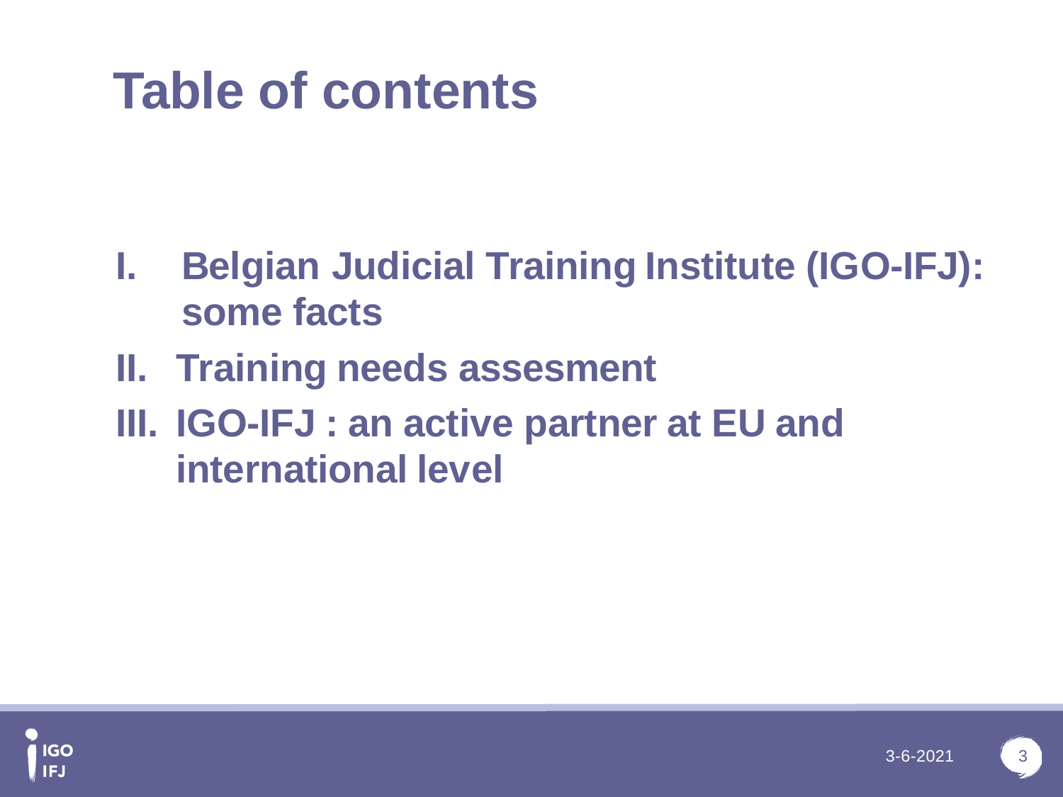# Table of contents

I. **Belgian Judicial Training Institute (IGO-IFJ): some facts**

II. **Training needs assesment**

III. **IGO-IFJ : an active partner at EU and international level**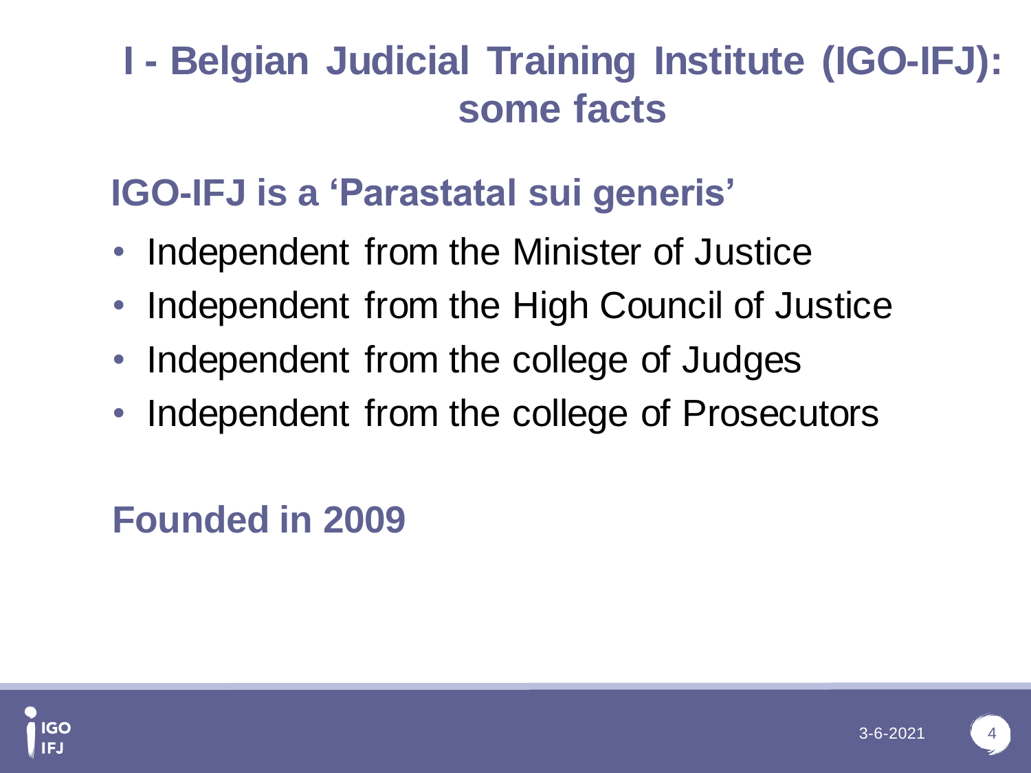# I - Belgian Judicial Training Institute (IGO-IFJ): some facts

## IGO-IFJ is a 'Parastatal sui generis'

- Independent from the Minister of Justice
- Independent from the High Council of Justice
- Independent from the college of Judges
- Independent from the college of Prosecutors

## Founded in 2009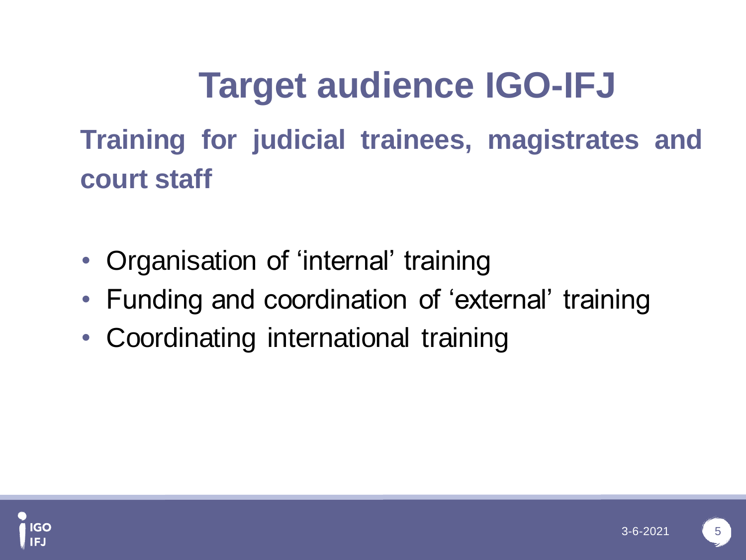# Target audience IGO-IFJ

## Training for judicial trainees, magistrates and court staff

- Organisation of ‘internal’ training
- Funding and coordination of ‘external’ training
- Coordinating international training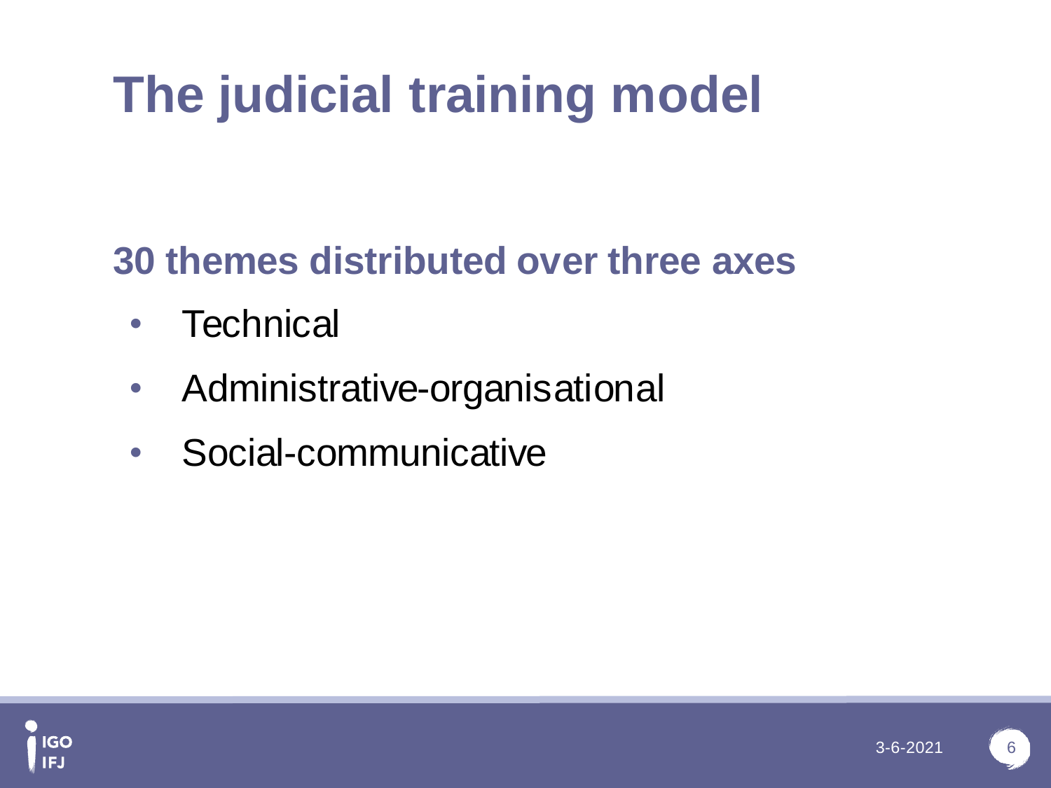# The judicial training model

## 30 themes distributed over three axes

- Technical
- Administrative-organisational
- Social-communicative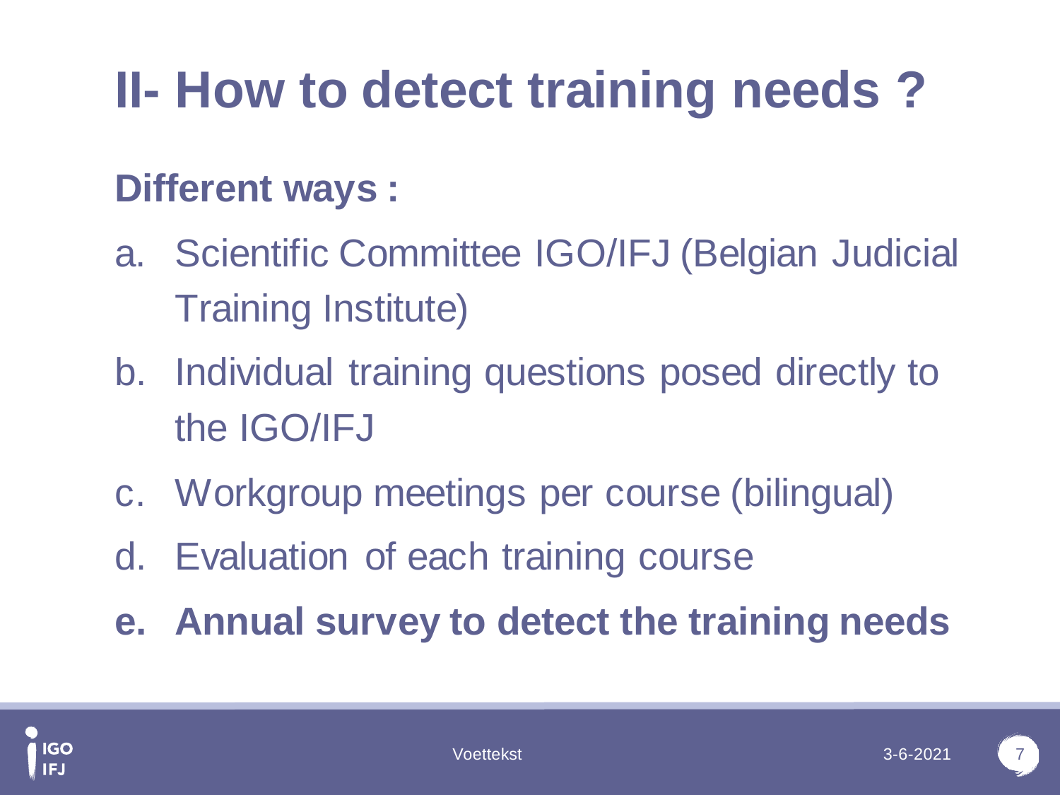# II- How to detect training needs ?

**Different ways :**

a. Scientific Committee IGO/IFJ (Belgian Judicial Training Institute)

b. Individual training questions posed directly to the IGO/IFJ

c. Workgroup meetings per course (bilingual)

d. Evaluation of each training course

**e. Annual survey to detect the training needs**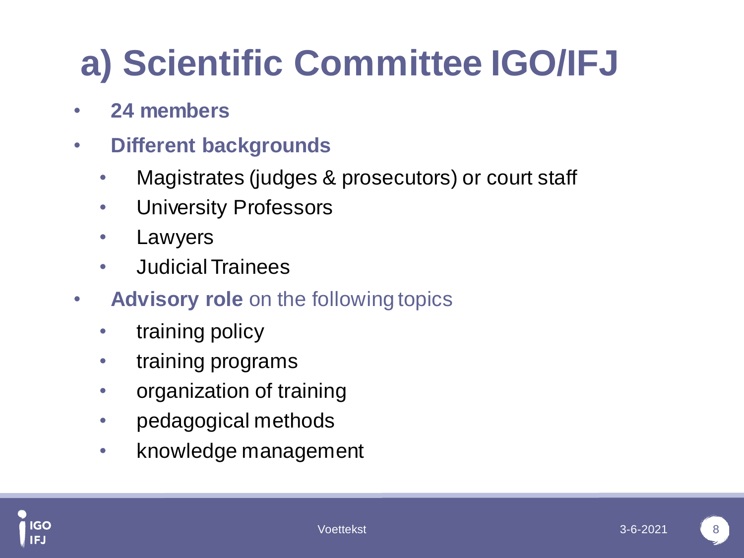# a) Scientific Committee IGO/IFJ

- **24 members**
- **Different backgrounds**
  - Magistrates (judges & prosecutors) or court staff
  - University Professors
  - Lawyers
  - Judicial Trainees
- **Advisory role** on the following topics
  - training policy
  - training programs
  - organization of training
  - pedagogical methods
  - knowledge management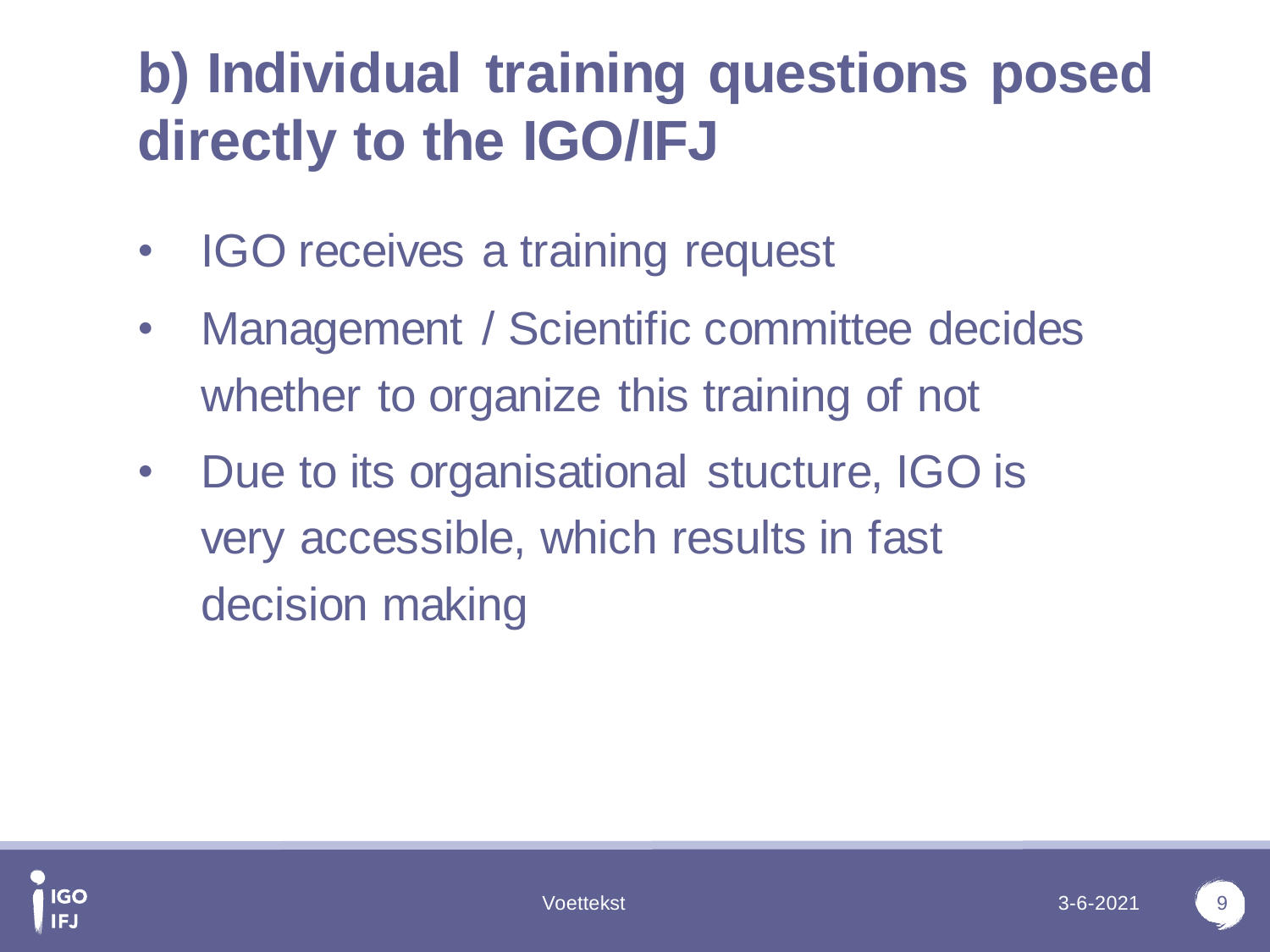# b) Individual training questions posed directly to the IGO/IFJ

- IGO receives a training request
- Management / Scientific committee decides whether to organize this training of not
- Due to its organisational stucture, IGO is very accessible, which results in fast decision making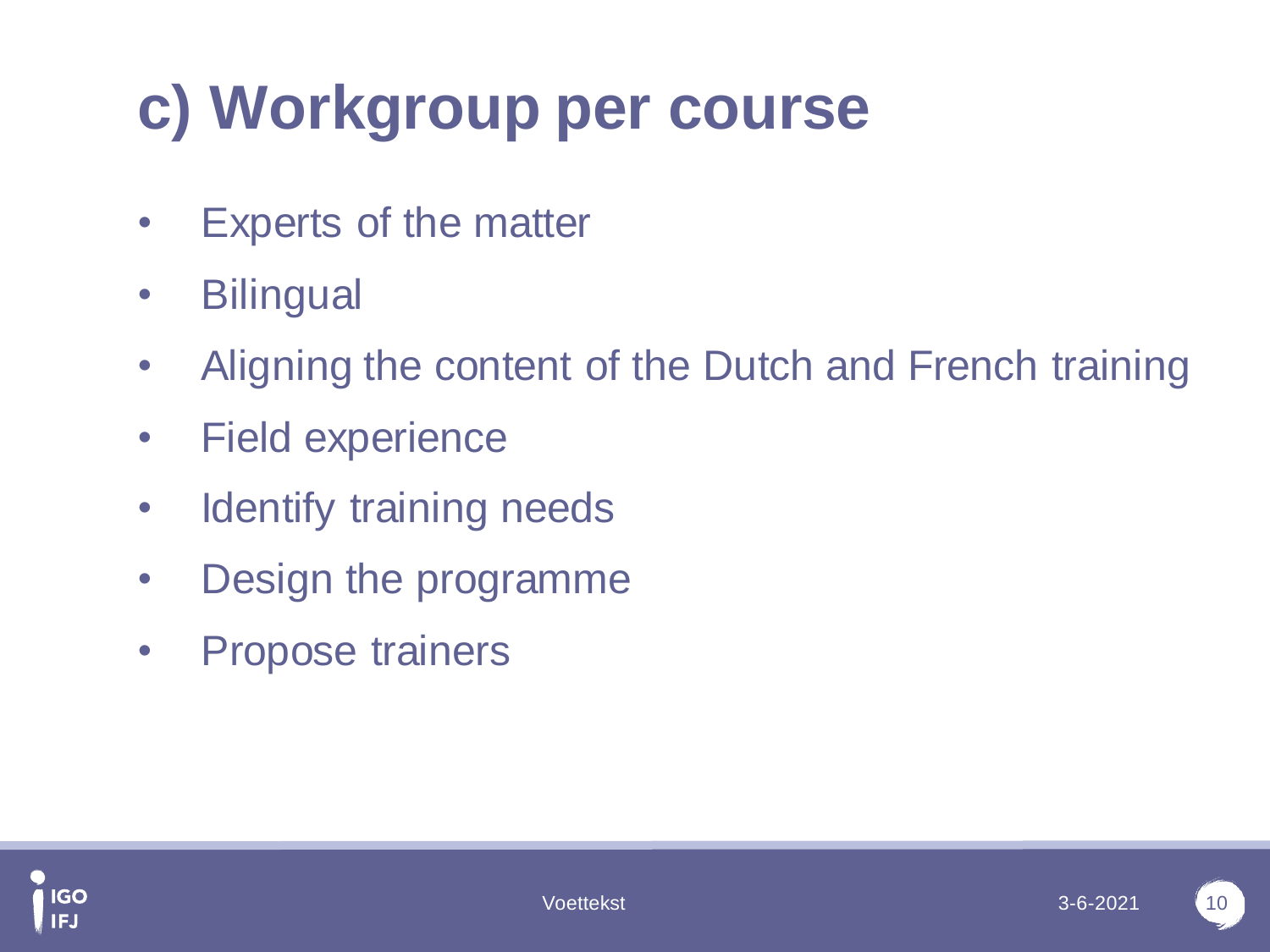# c) Workgroup per course

- Experts of the matter
- Bilingual
- Aligning the content of the Dutch and French training
- Field experience
- Identify training needs
- Design the programme
- Propose trainers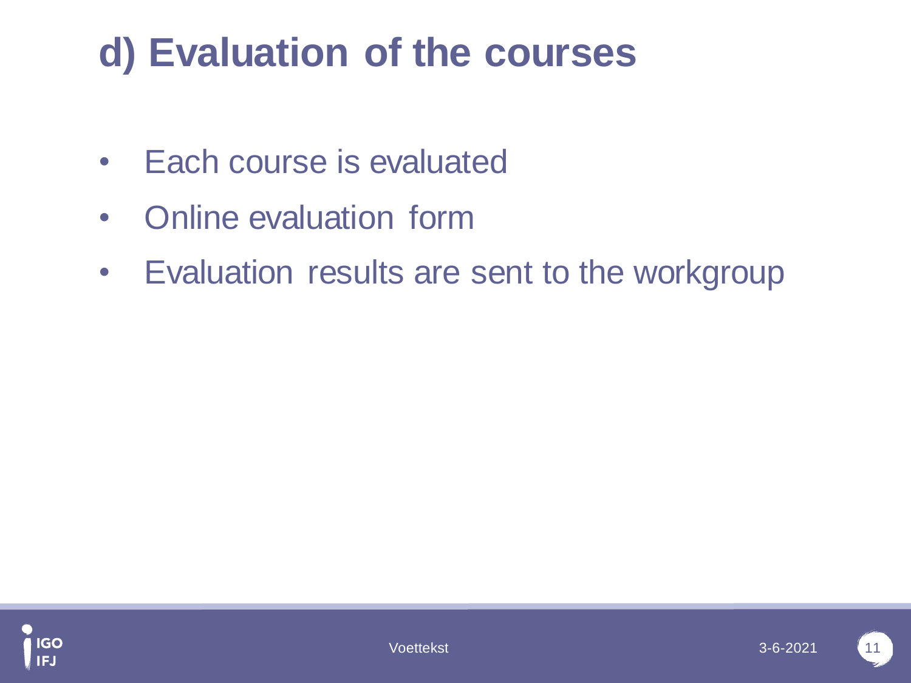# d) Evaluation of the courses

- Each course is evaluated
- Online evaluation form
- Evaluation results are sent to the workgroup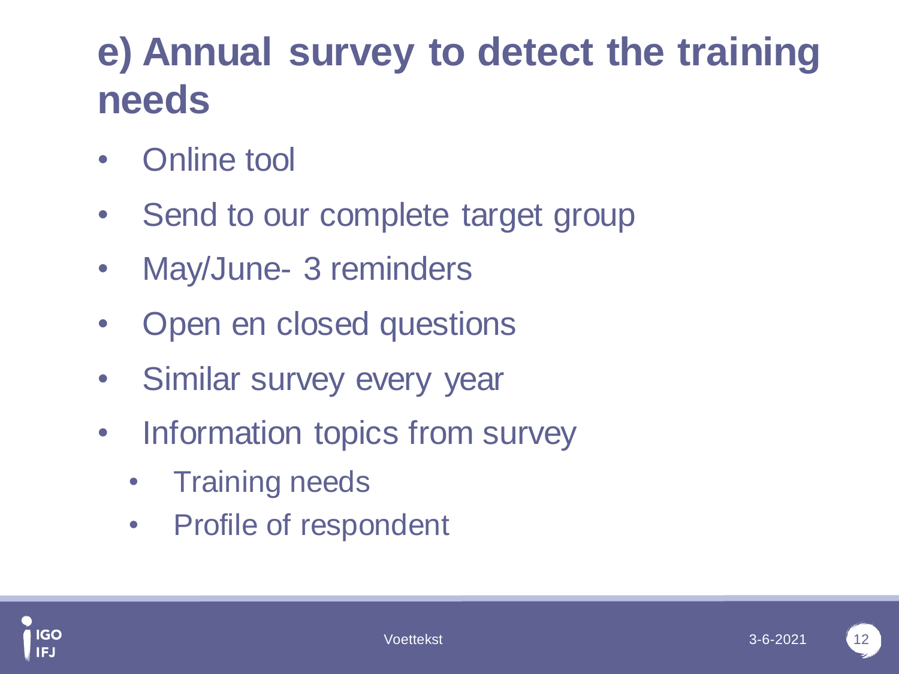# e) Annual survey to detect the training needs

- Online tool
- Send to our complete target group
- May/June- 3 reminders
- Open en closed questions
- Similar survey every year
- Information topics from survey
  - Training needs
  - Profile of respondent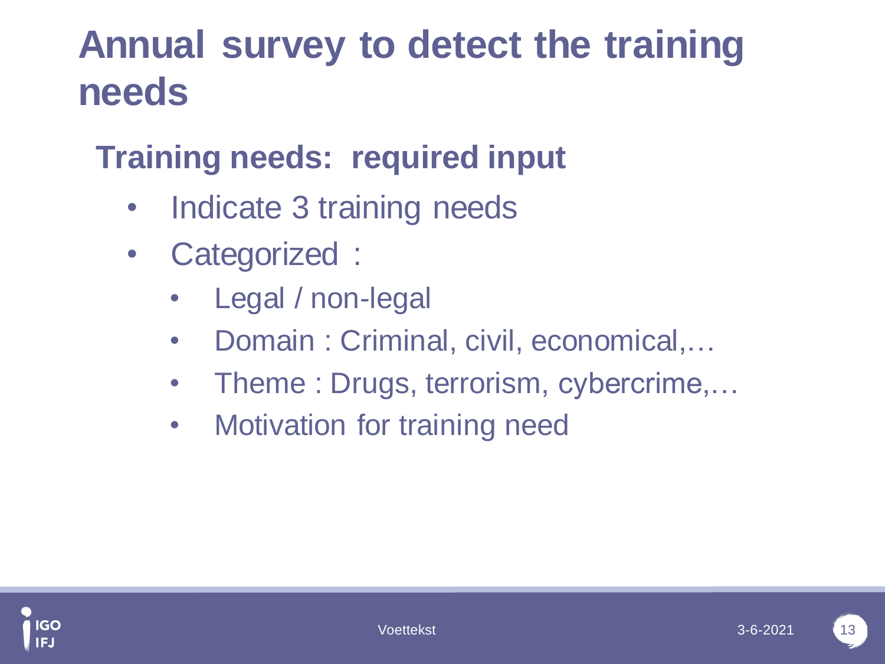# Annual survey to detect the training needs

## Training needs: required input

- Indicate 3 training needs
- Categorized :
  - Legal / non-legal
  - Domain : Criminal, civil, economical,…
  - Theme : Drugs, terrorism, cybercrime,…
  - Motivation for training need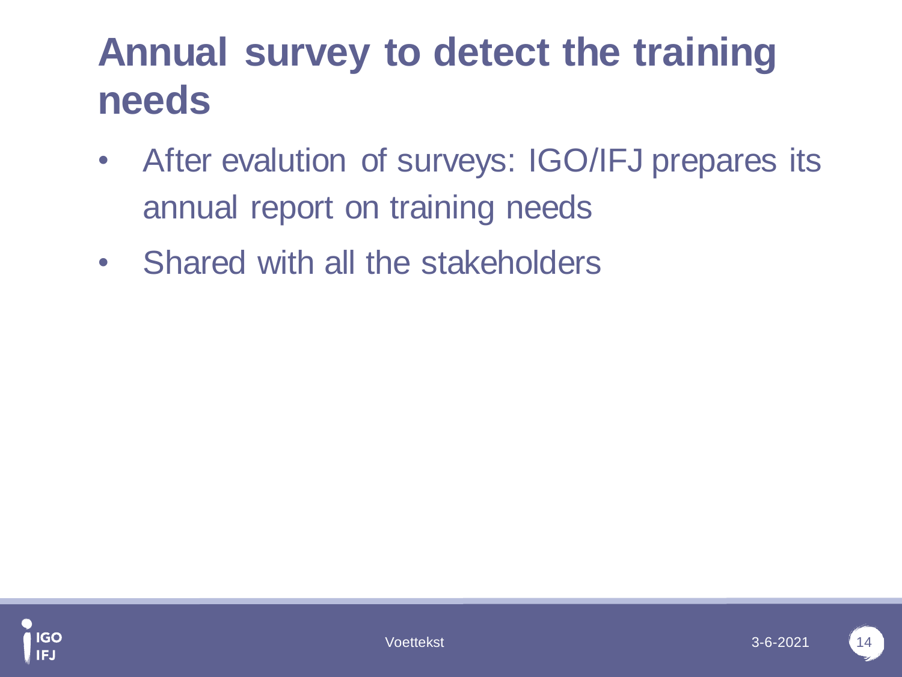# Annual survey to detect the training needs

- After evalution of surveys: IGO/IFJ prepares its annual report on training needs
- Shared with all the stakeholders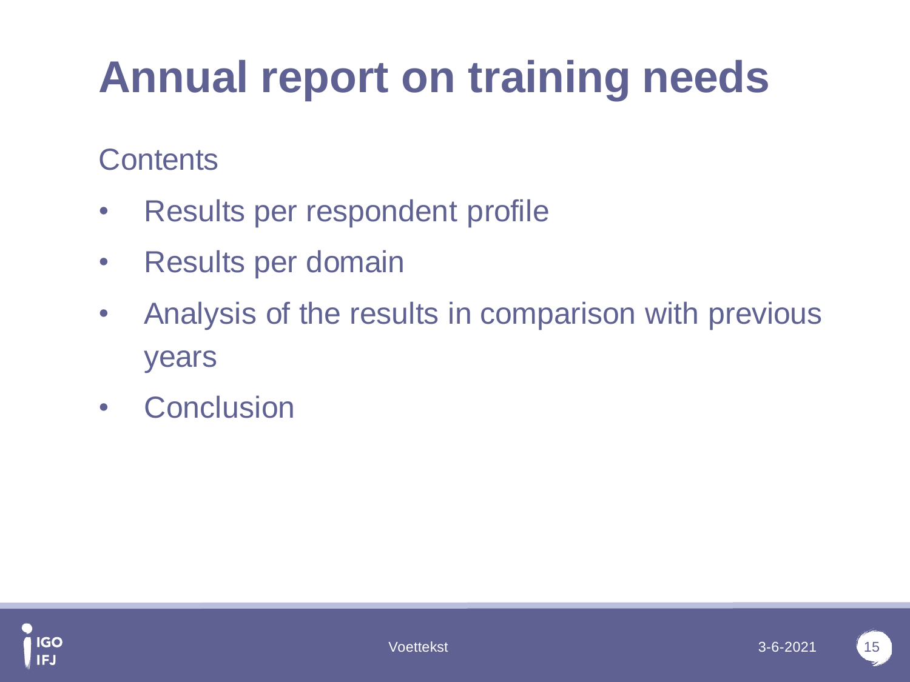# Annual report on training needs

Contents

- Results per respondent profile
- Results per domain
- Analysis of the results in comparison with previous years
- Conclusion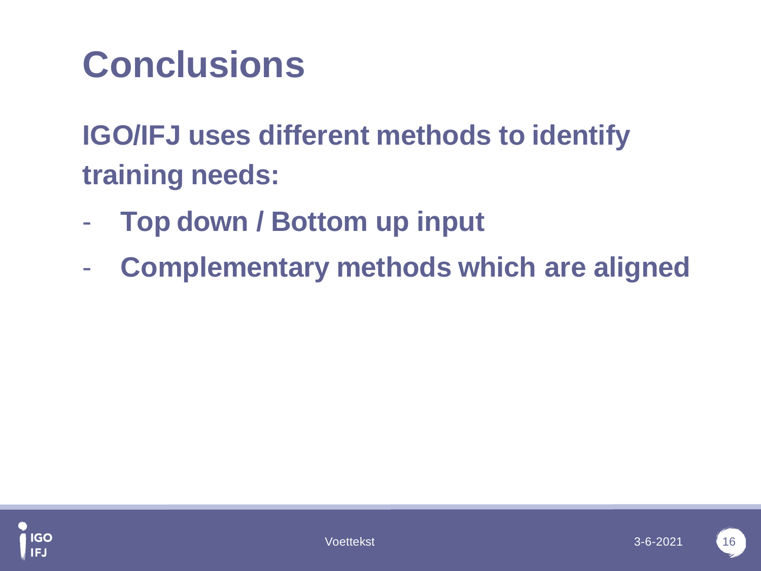# Conclusions

**IGO/IFJ uses different methods to identify training needs:**

- **Top down / Bottom up input**
- **Complementary methods which are aligned**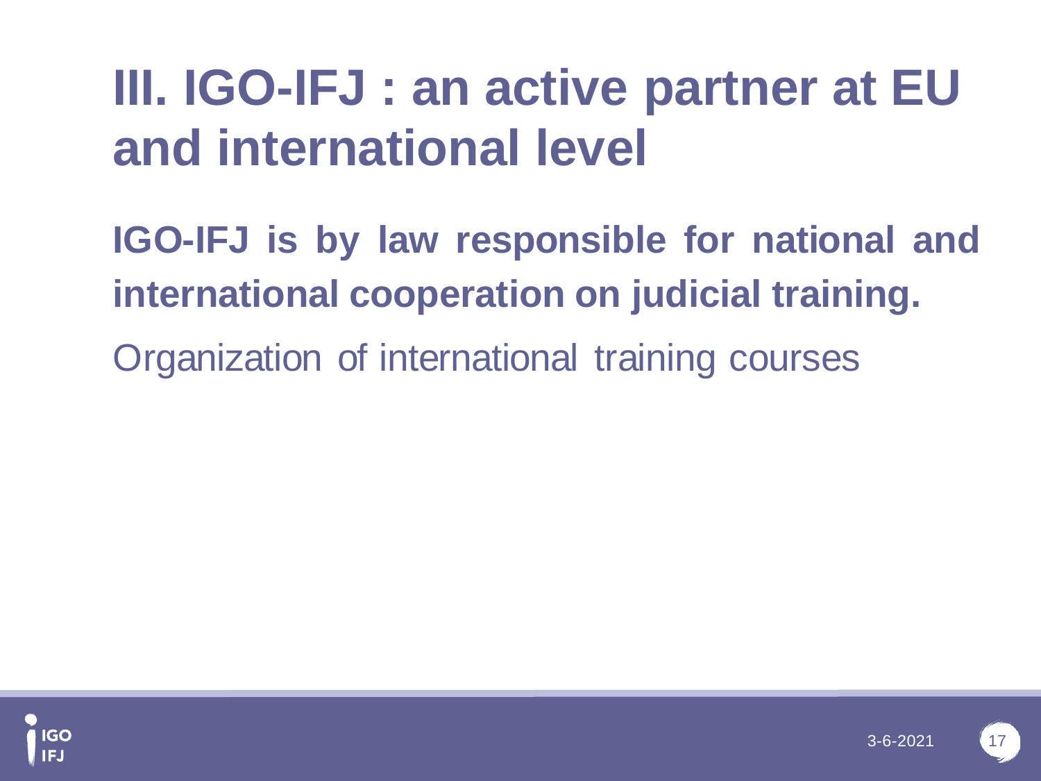# III. IGO-IFJ : an active partner at EU and international level

**IGO-IFJ is by law responsible for national and international cooperation on judicial training.**

Organization of international training courses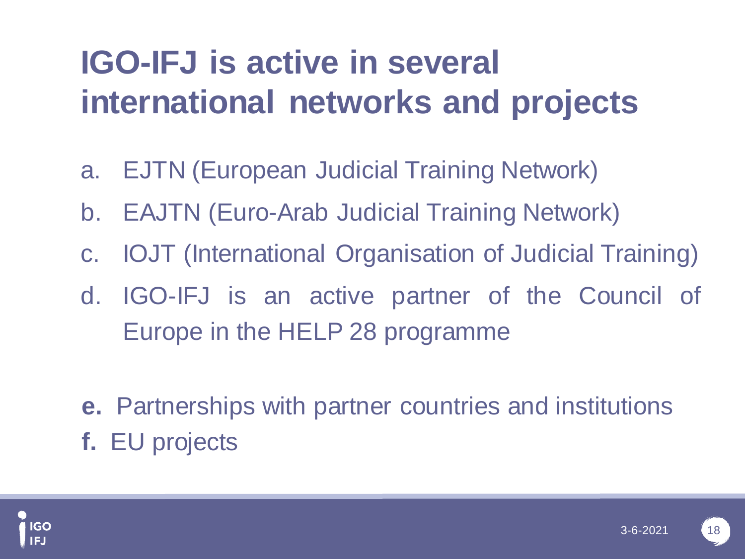# IGO-IFJ is active in several international networks and projects

a. EJTN (European Judicial Training Network)
b. EAJTN (Euro-Arab Judicial Training Network)
c. IOJT (International Organisation of Judicial Training)
d. IGO-IFJ is an active partner of the Council of Europe in the HELP 28 programme

**e.** Partnerships with partner countries and institutions
**f.** EU projects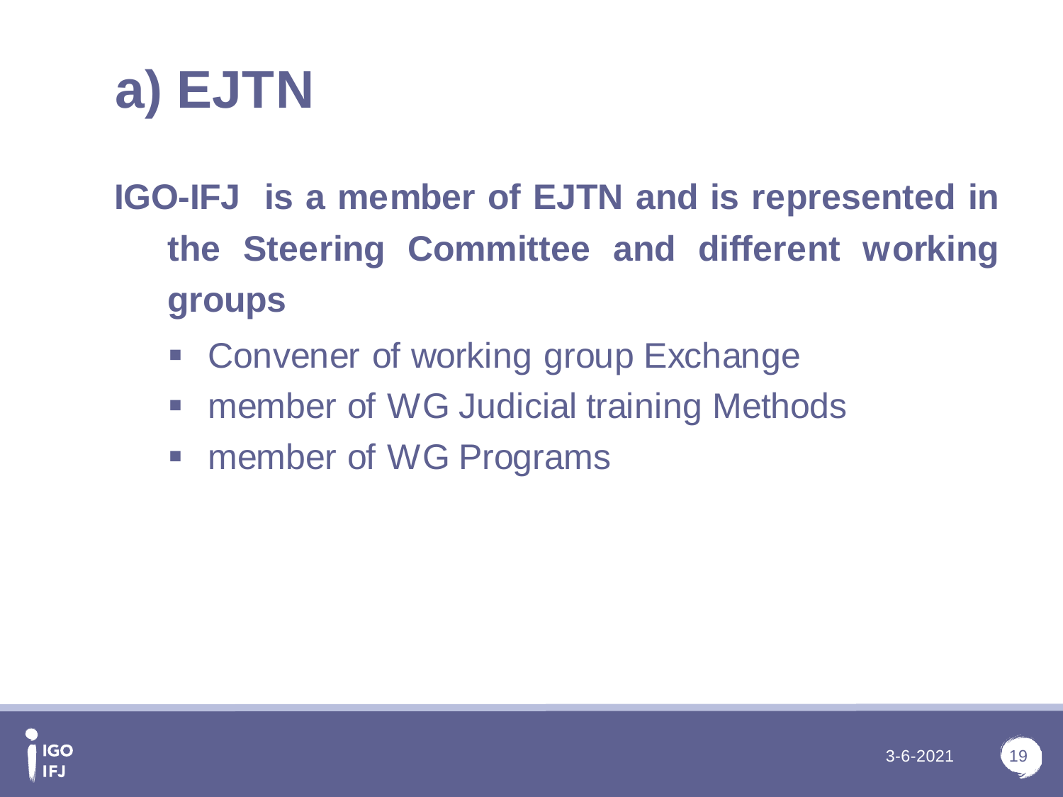# a) EJTN

**IGO-IFJ is a member of EJTN and is represented in the Steering Committee and different working groups**

- Convener of working group Exchange
- member of WG Judicial training Methods
- member of WG Programs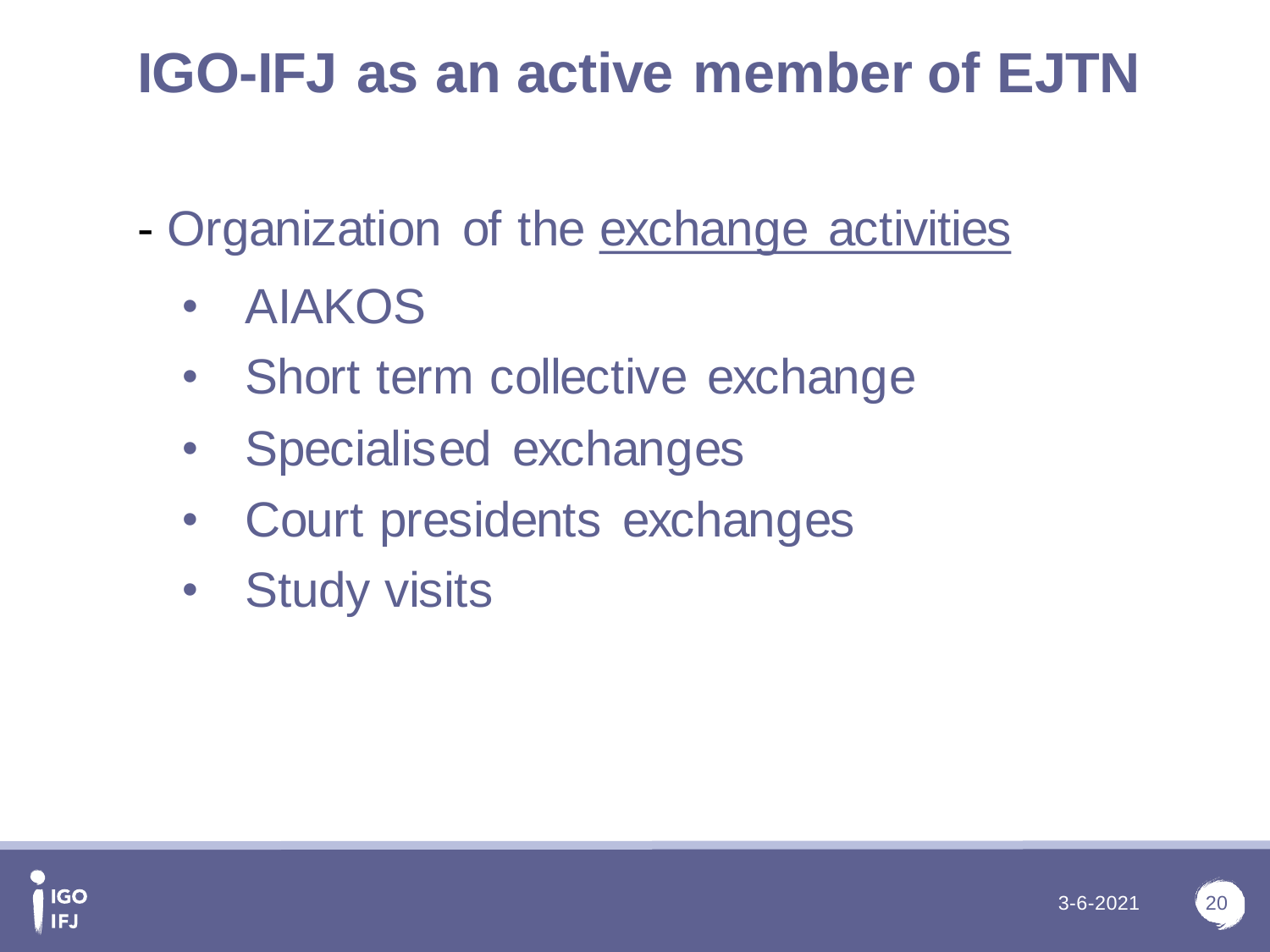# IGO-IFJ as an active member of EJTN

- Organization of the <u>exchange activities</u>
  - AIAKOS
  - Short term collective exchange
  - Specialised exchanges
  - Court presidents exchanges
  - Study visits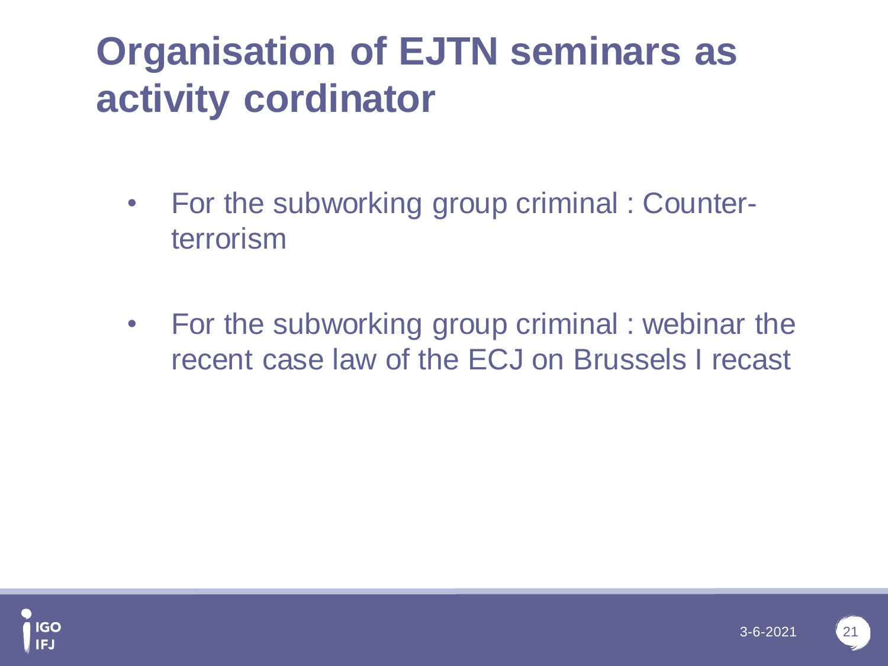# Organisation of EJTN seminars as activity cordinator

- For the subworking group criminal : Counter-terrorism

- For the subworking group criminal : webinar the recent case law of the ECJ on Brussels I recast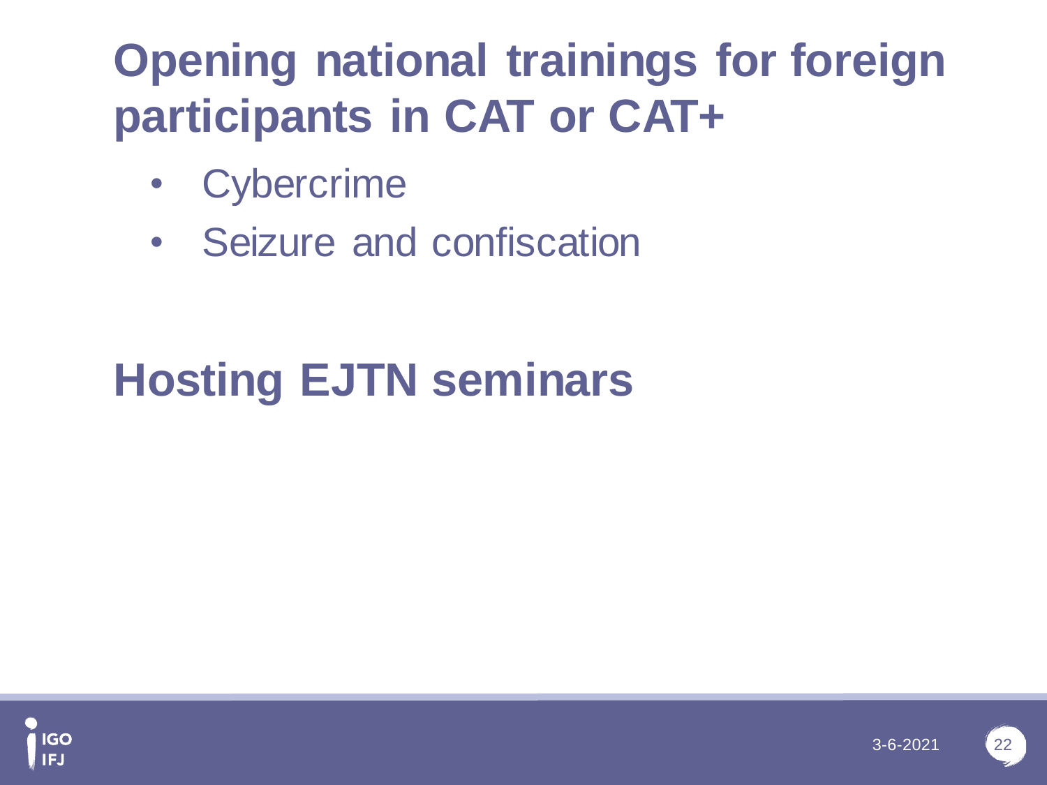## Opening national trainings for foreign participants in CAT or CAT+

- Cybercrime
- Seizure and confiscation

## Hosting EJTN seminars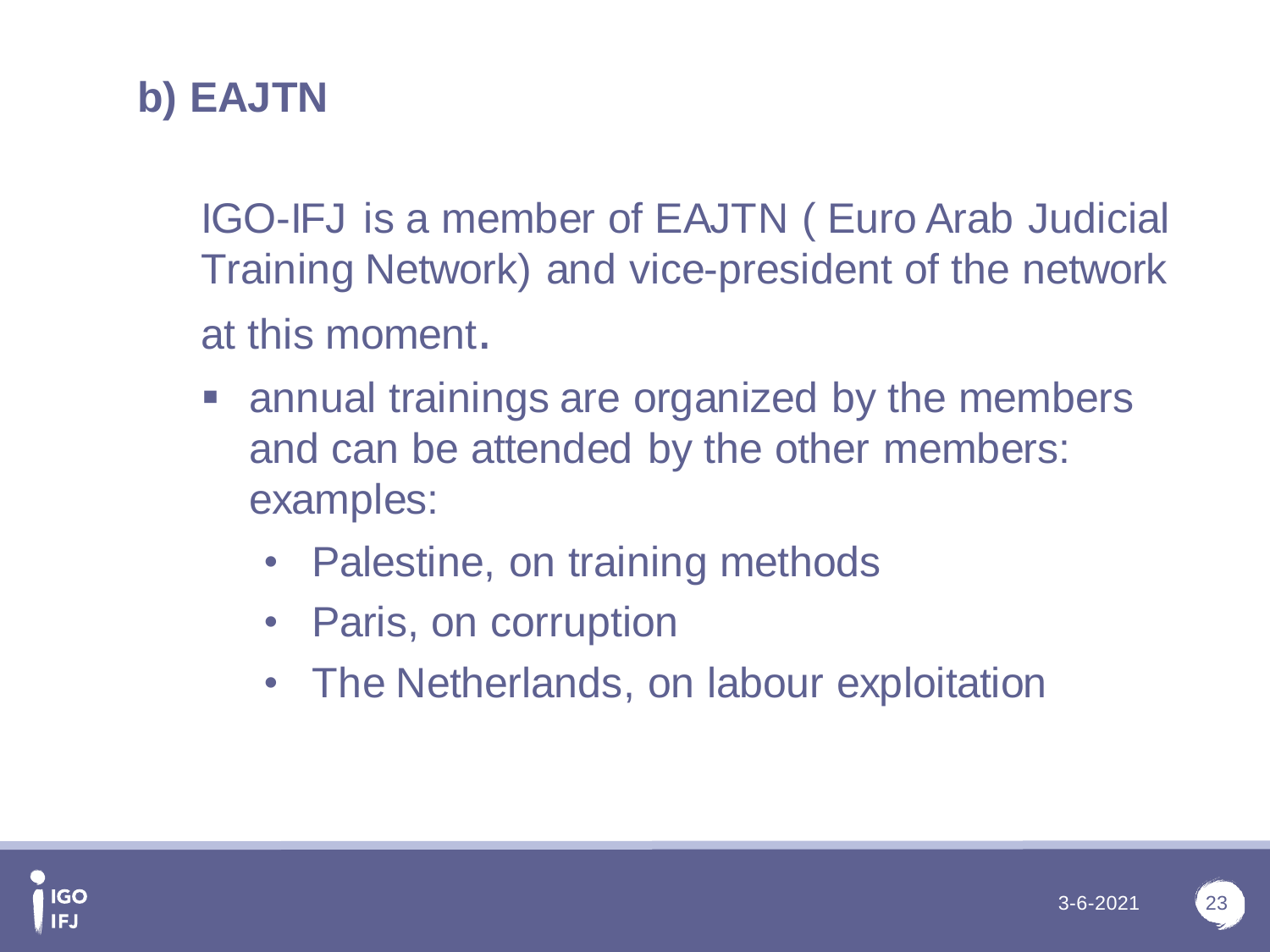## b) EAJTN

IGO-IFJ is a member of EAJTN ( Euro Arab Judicial Training Network) and vice-president of the network at this moment.

- annual trainings are organized by the members and can be attended by the other members: examples:
  - Palestine, on training methods
  - Paris, on corruption
  - The Netherlands, on labour exploitation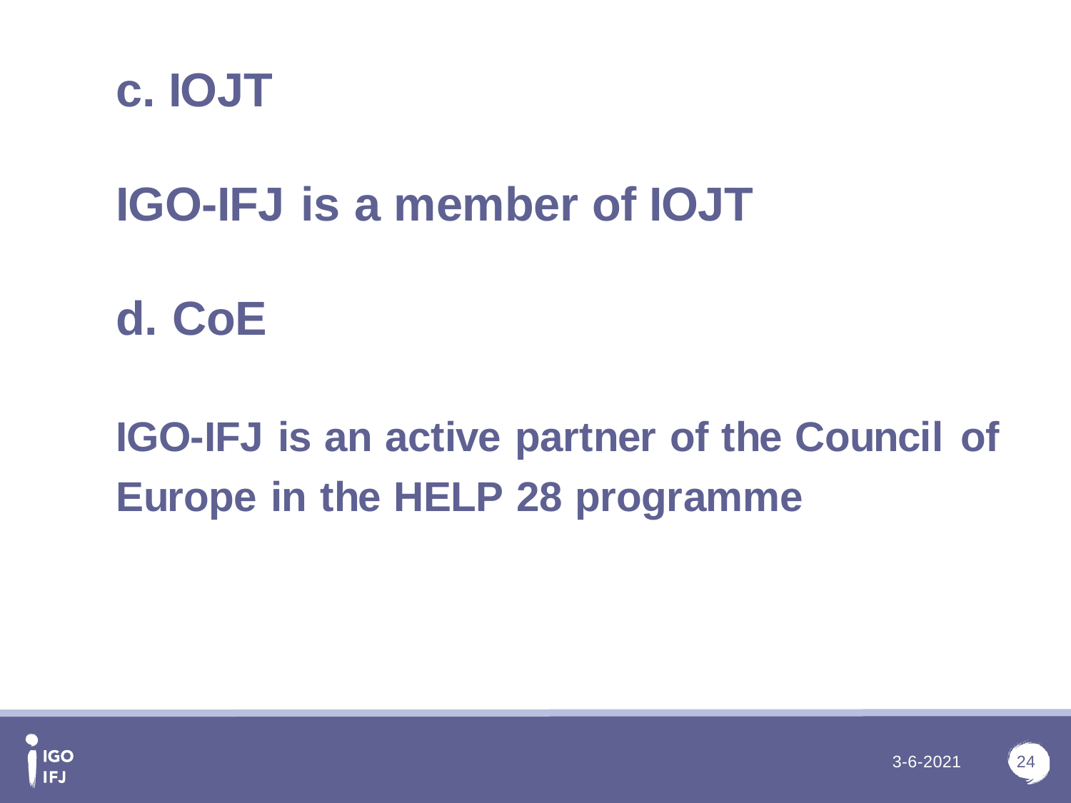## c. IOJT

**IGO-IFJ is a member of IOJT**

## d. CoE

**IGO-IFJ is an active partner of the Council of Europe in the HELP 28 programme**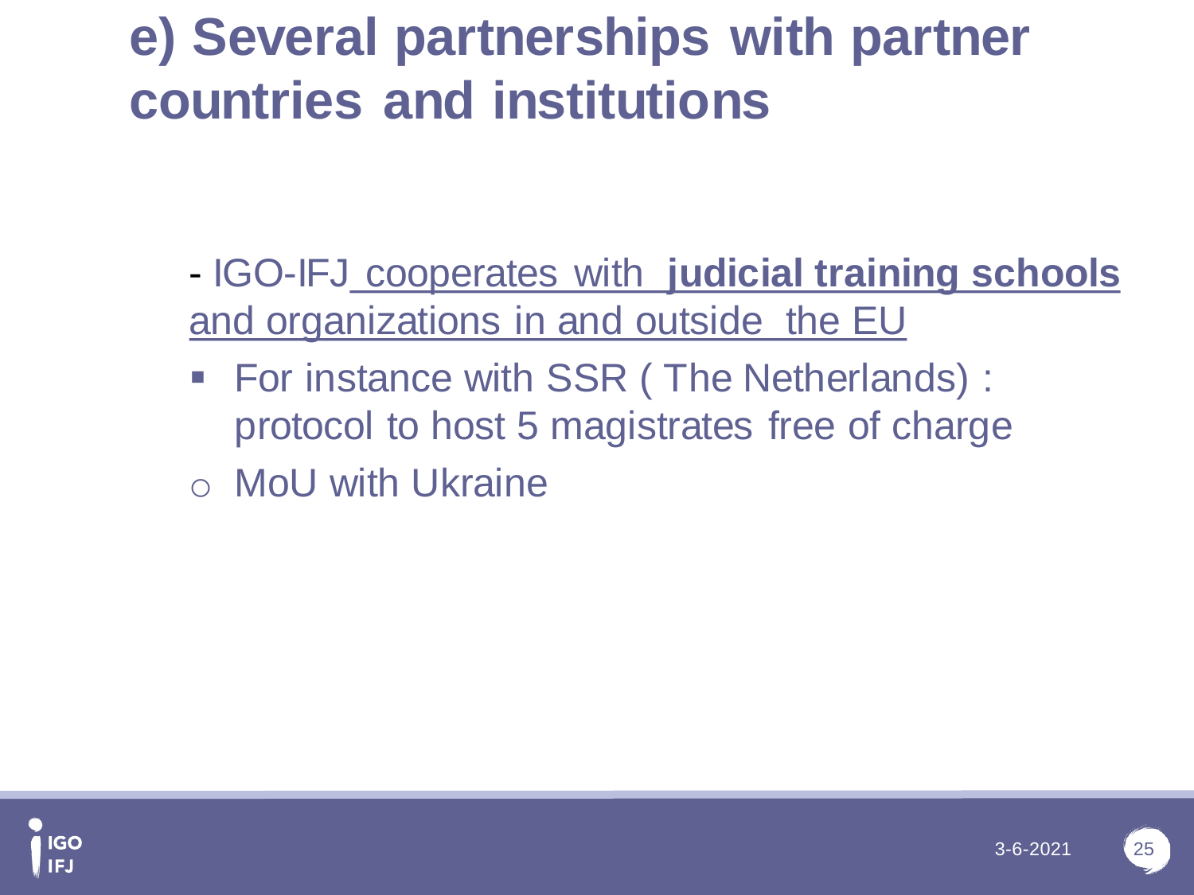# e) Several partnerships with partner countries and institutions

- IGO-IFJ cooperates with **judicial training schools** and organizations in and outside the EU

  - For instance with SSR ( The Netherlands) : protocol to host 5 magistrates free of charge
  - MoU with Ukraine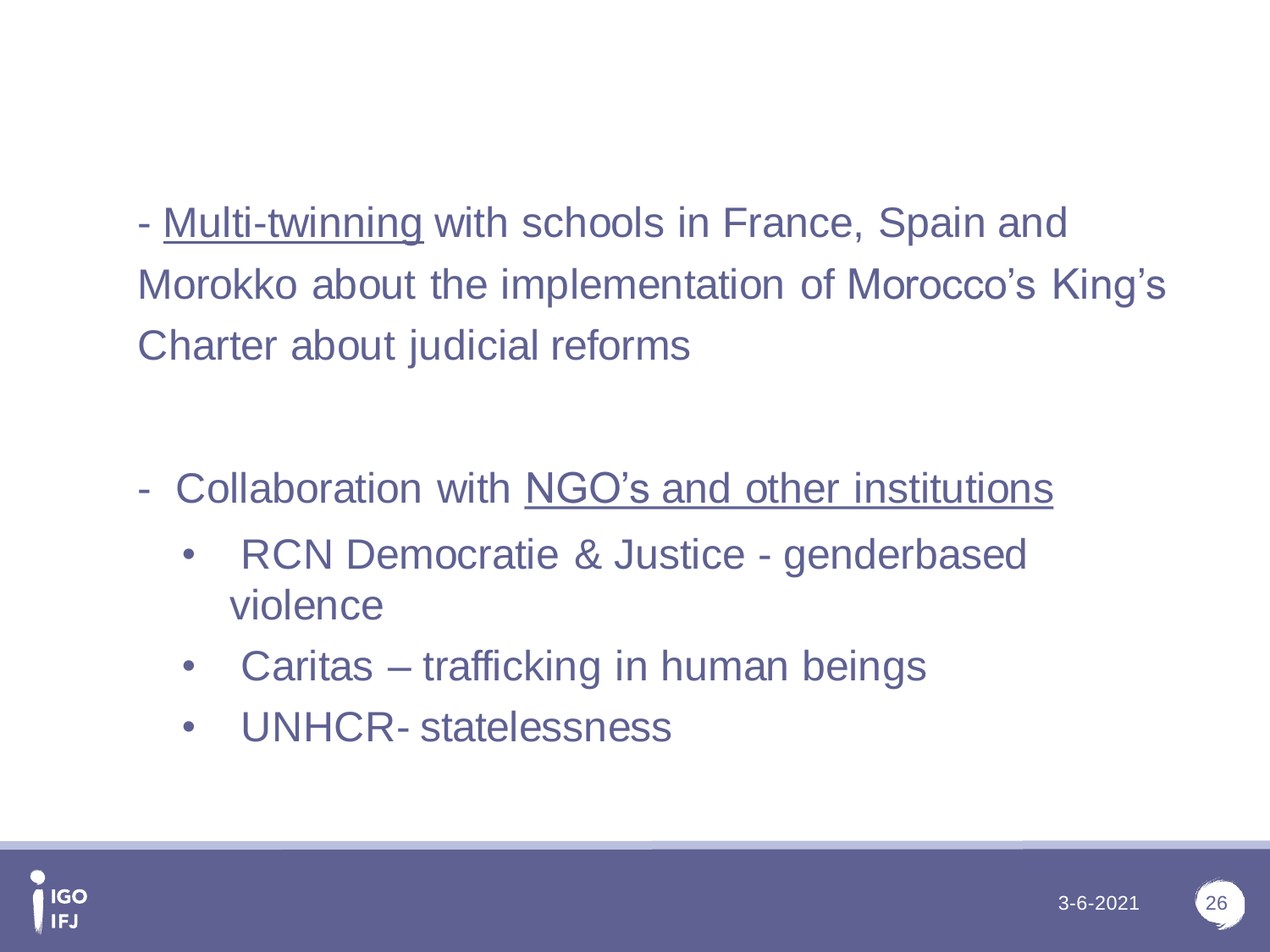- Multi-twinning with schools in France, Spain and Morokko about the implementation of Morocco's King's Charter about judicial reforms

- Collaboration with NGO's and other institutions
  - RCN Democratie & Justice - genderbased violence
  - Caritas – trafficking in human beings
  - UNHCR- statelessness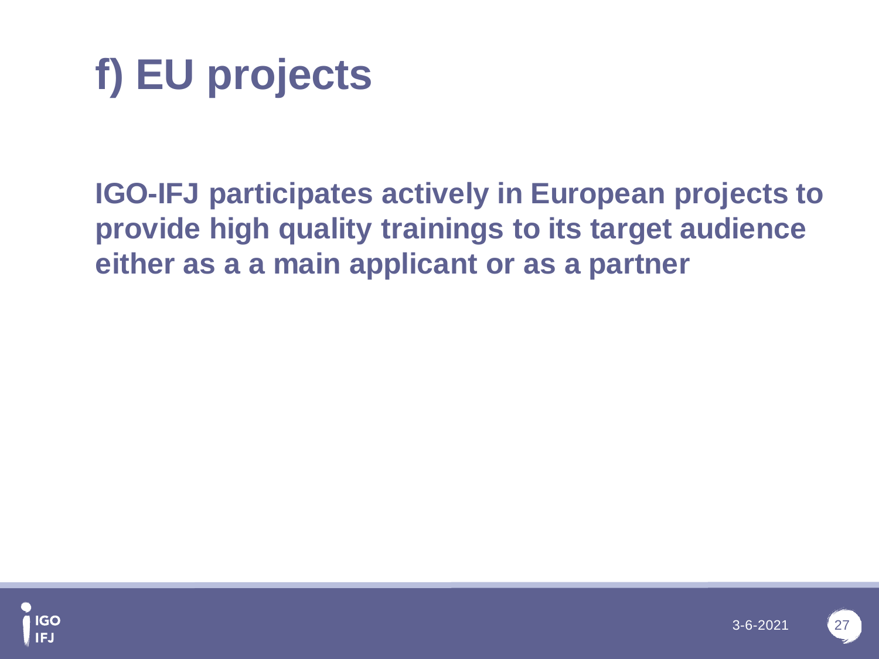# f) EU projects

**IGO-IFJ participates actively in European projects to provide high quality trainings to its target audience either as a a main applicant or as a partner**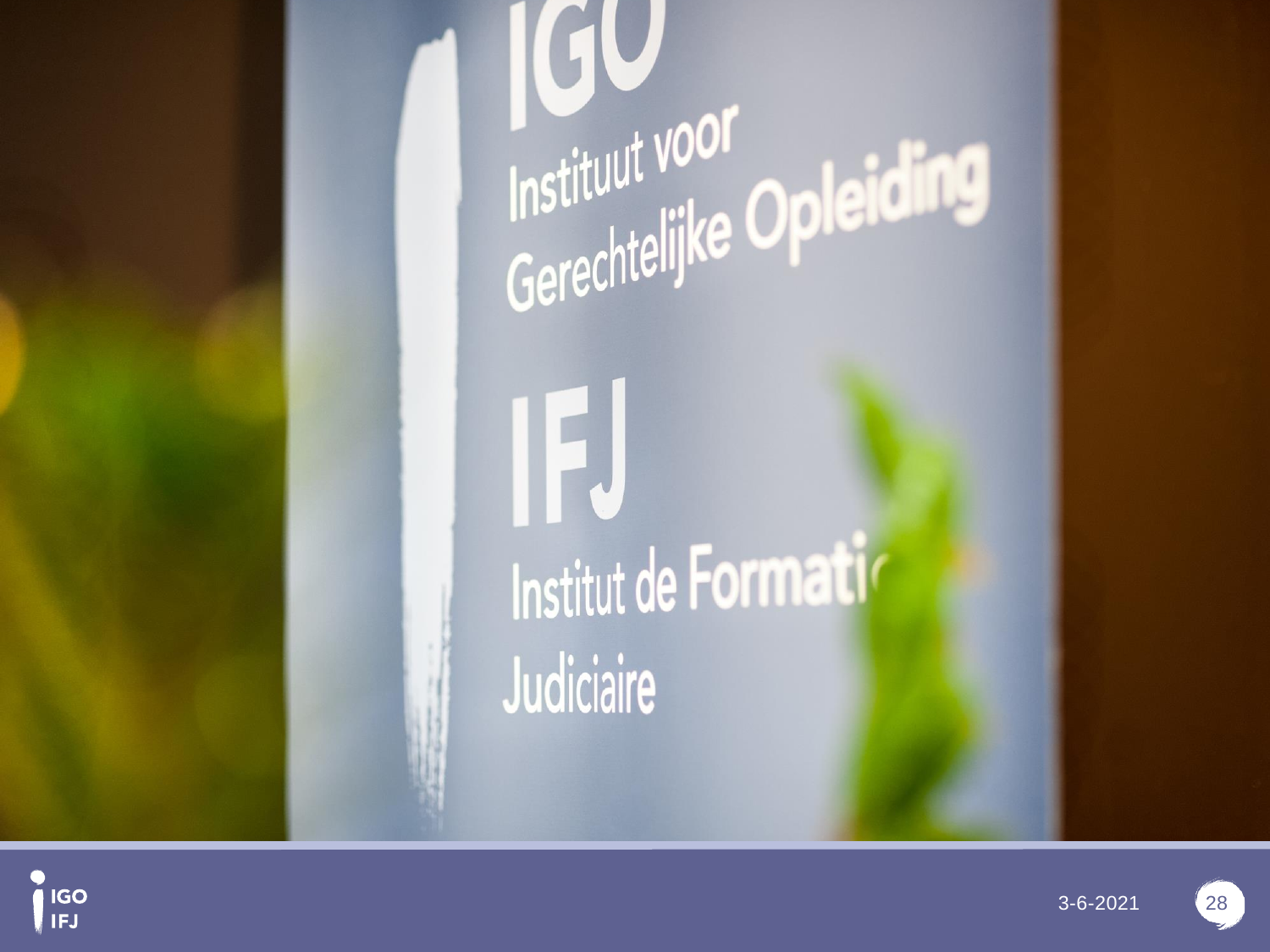IGO

Instituut voor Gerechtelijke Opleiding

IFJ

Institut de Formatio
Judiciaire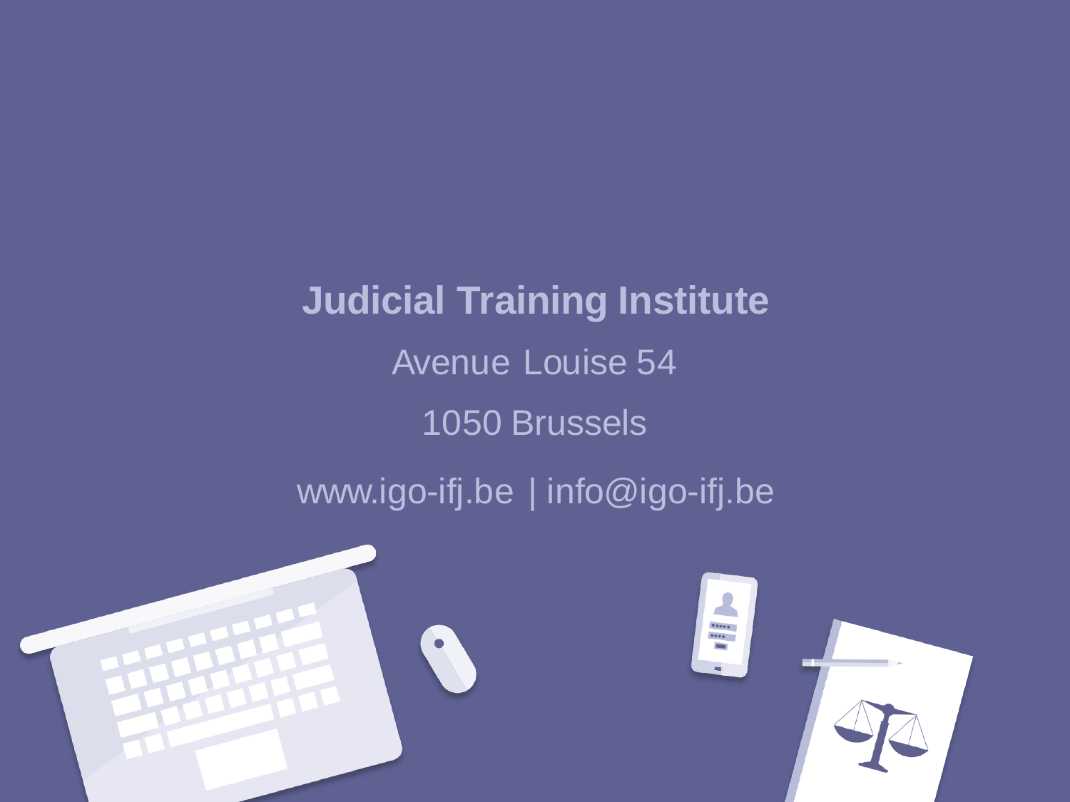**Judicial Training Institute**

Avenue Louise 54

1050 Brussels

www.igo-ifj.be | info@igo-ifj.be